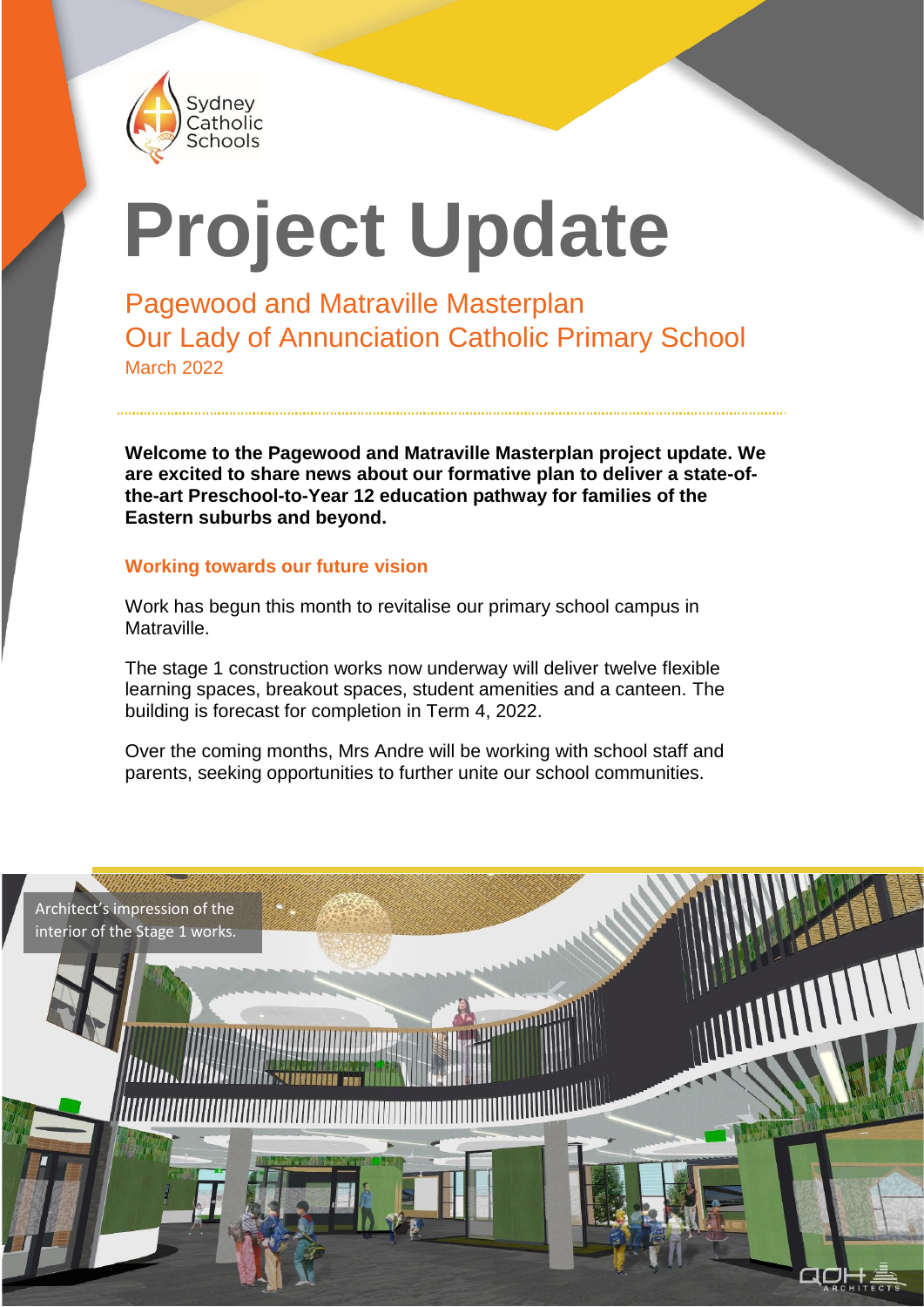Sydney Catholic Schools

# Project Update

## Pagewood and Matraville Masterplan
## Our Lady of Annunciation Catholic Primary School

March 2022

**Welcome to the Pagewood and Matraville Masterplan project update. We are excited to share news about our formative plan to deliver a state-of-the-art Preschool-to-Year 12 education pathway for families of the Eastern suburbs and beyond.**

### Working towards our future vision

Work has begun this month to revitalise our primary school campus in Matraville.

The stage 1 construction works now underway will deliver twelve flexible learning spaces, breakout spaces, student amenities and a canteen. The building is forecast for completion in Term 4, 2022.

Over the coming months, Mrs Andre will be working with school staff and parents, seeking opportunities to further unite our school communities.

Architect's impression of the interior of the Stage 1 works.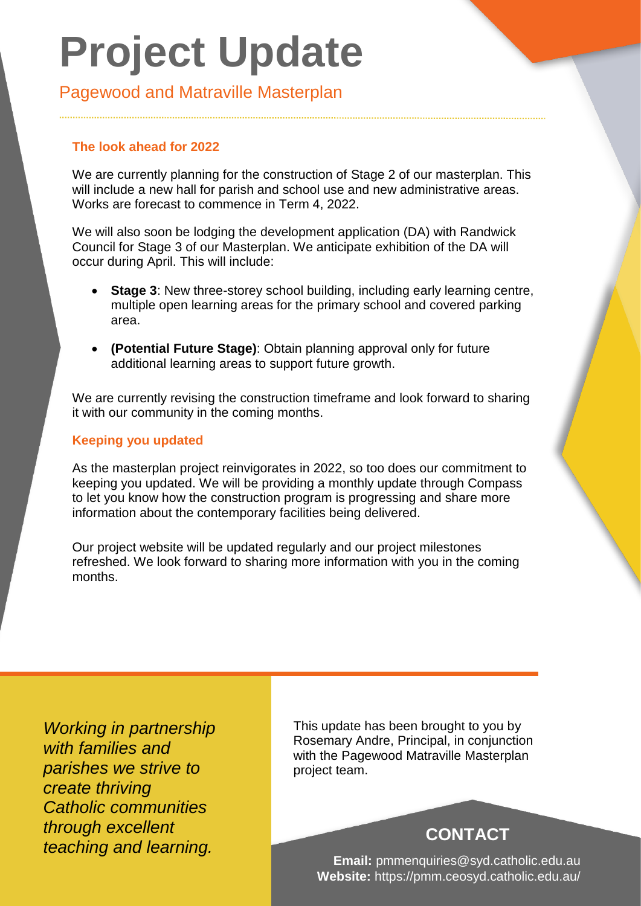# Project Update

## Pagewood and Matraville Masterplan

### The look ahead for 2022

We are currently planning for the construction of Stage 2 of our masterplan. This will include a new hall for parish and school use and new administrative areas. Works are forecast to commence in Term 4, 2022.

We will also soon be lodging the development application (DA) with Randwick Council for Stage 3 of our Masterplan. We anticipate exhibition of the DA will occur during April. This will include:

- **Stage 3**: New three-storey school building, including early learning centre, multiple open learning areas for the primary school and covered parking area.
- **(Potential Future Stage)**: Obtain planning approval only for future additional learning areas to support future growth.

We are currently revising the construction timeframe and look forward to sharing it with our community in the coming months.

### Keeping you updated

As the masterplan project reinvigorates in 2022, so too does our commitment to keeping you updated. We will be providing a monthly update through Compass to let you know how the construction program is progressing and share more information about the contemporary facilities being delivered.

Our project website will be updated regularly and our project milestones refreshed. We look forward to sharing more information with you in the coming months.

*Working in partnership with families and parishes we strive to create thriving Catholic communities through excellent teaching and learning.*

This update has been brought to you by Rosemary Andre, Principal, in conjunction with the Pagewood Matraville Masterplan project team.

### CONTACT

**Email:** pmmenquiries@syd.catholic.edu.au
**Website:** https://pmm.ceosyd.catholic.edu.au/